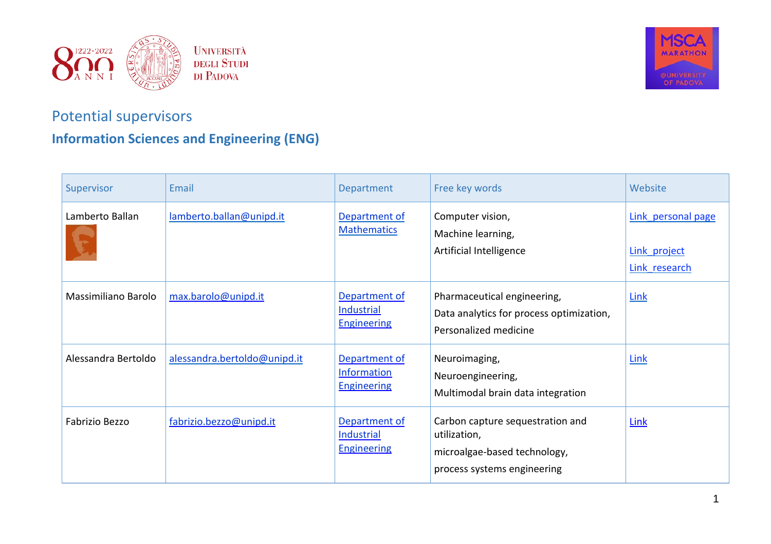## Potential supervisors

### Information Sciences and Engineering (ENG)

| Supervisor | Email | Department | Free key words | Website |
|---|---|---|---|---|
| Lamberto Ballan | lamberto.ballan@unipd.it | Department of Mathematics | Computer vision,<br>Machine learning,<br>Artificial Intelligence | Link_personal page<br>Link_project<br>Link_research |
| Massimiliano Barolo | max.barolo@unipd.it | Department of Industrial Engineering | Pharmaceutical engineering,<br>Data analytics for process optimization,<br>Personalized medicine | Link |
| Alessandra Bertoldo | alessandra.bertoldo@unipd.it | Department of Information Engineering | Neuroimaging,<br>Neuroengineering,<br>Multimodal brain data integration | Link |
| Fabrizio Bezzo | fabrizio.bezzo@unipd.it | Department of Industrial Engineering | Carbon capture sequestration and utilization,<br>microalgae-based technology,<br>process systems engineering | Link |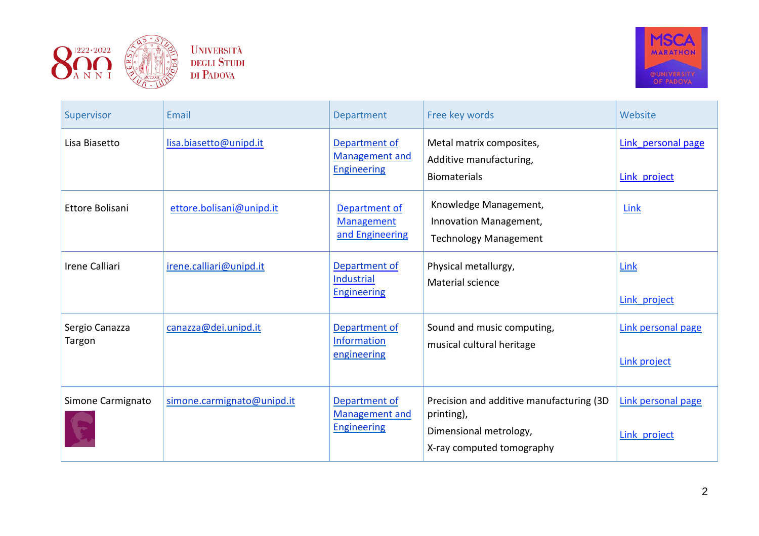| Supervisor | Email | Department | Free key words | Website |
|---|---|---|---|---|
| Lisa Biasetto | lisa.biasetto@unipd.it | Department of Management and Engineering | Metal matrix composites, Additive manufacturing, Biomaterials | Link personal page<br>Link project |
| Ettore Bolisani | ettore.bolisani@unipd.it | Department of Management and Engineering | Knowledge Management, Innovation Management, Technology Management | Link |
| Irene Calliari | irene.calliari@unipd.it | Department of Industrial Engineering | Physical metallurgy, Material science | Link<br>Link project |
| Sergio Canazza Targon | canazza@dei.unipd.it | Department of Information engineering | Sound and music computing, musical cultural heritage | Link personal page<br>Link project |
| Simone Carmignato | simone.carmignato@unipd.it | Department of Management and Engineering | Precision and additive manufacturing (3D printing), Dimensional metrology, X-ray computed tomography | Link personal page<br>Link project |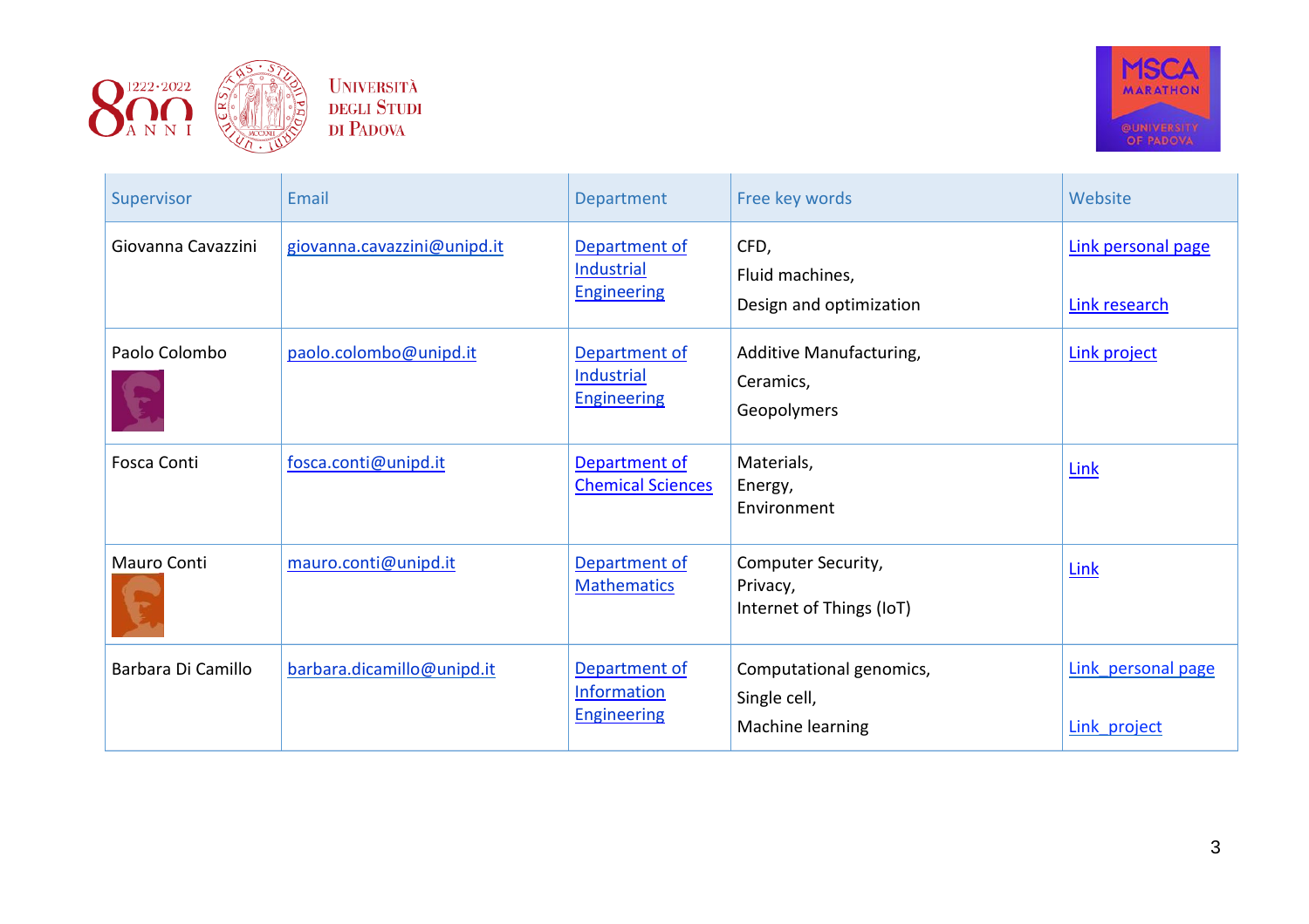| Supervisor | Email | Department | Free key words | Website |
|---|---|---|---|---|
| Giovanna Cavazzini | giovanna.cavazzini@unipd.it | Department of Industrial Engineering | CFD, Fluid machines, Design and optimization | Link personal page<br>Link research |
| Paolo Colombo | paolo.colombo@unipd.it | Department of Industrial Engineering | Additive Manufacturing, Ceramics, Geopolymers | Link project |
| Fosca Conti | fosca.conti@unipd.it | Department of Chemical Sciences | Materials, Energy, Environment | Link |
| Mauro Conti | mauro.conti@unipd.it | Department of Mathematics | Computer Security, Privacy, Internet of Things (IoT) | Link |
| Barbara Di Camillo | barbara.dicamillo@unipd.it | Department of Information Engineering | Computational genomics, Single cell, Machine learning | Link_personal page<br>Link_project |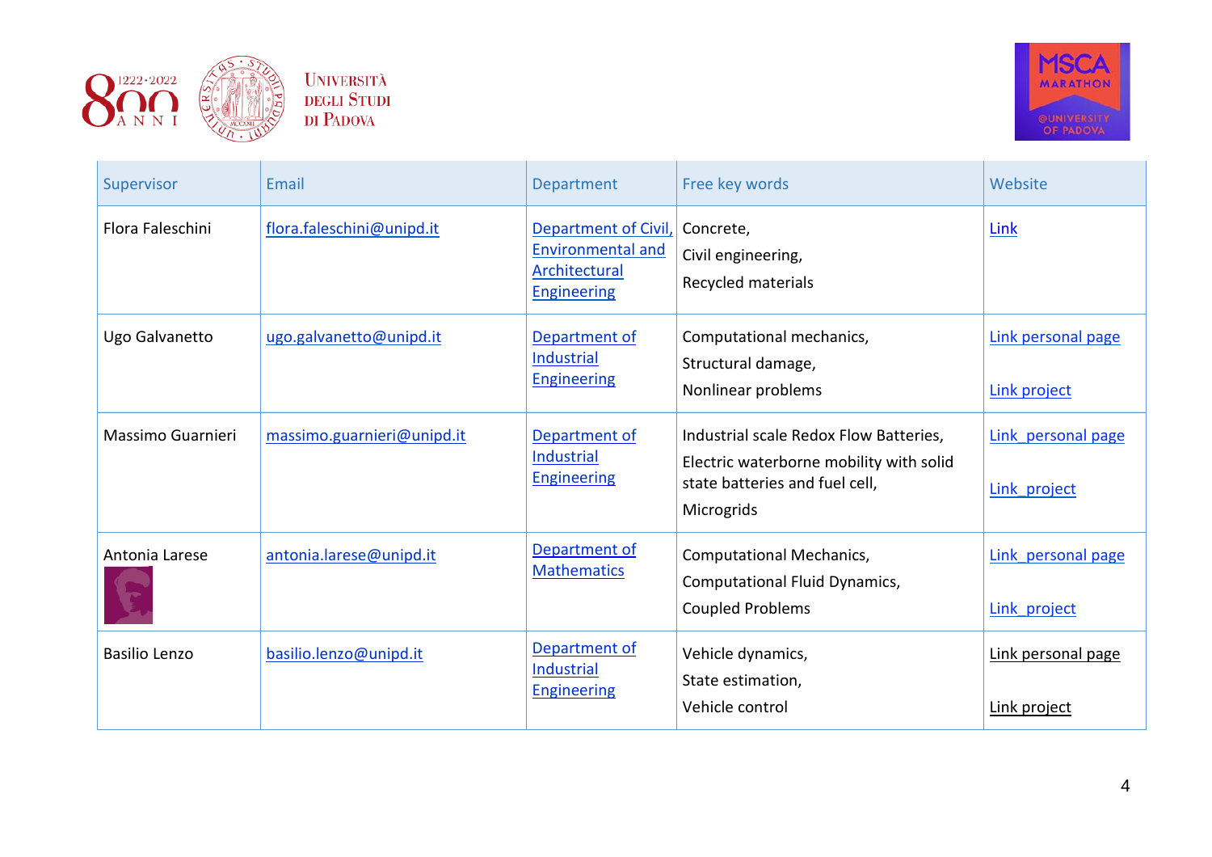| Supervisor | Email | Department | Free key words | Website |
|---|---|---|---|---|
| Flora Faleschini | flora.faleschini@unipd.it | Department of Civil, Environmental and Architectural Engineering | Concrete, Civil engineering, Recycled materials | Link |
| Ugo Galvanetto | ugo.galvanetto@unipd.it | Department of Industrial Engineering | Computational mechanics, Structural damage, Nonlinear problems | Link personal page Link project |
| Massimo Guarnieri | massimo.guarnieri@unipd.it | Department of Industrial Engineering | Industrial scale Redox Flow Batteries, Electric waterborne mobility with solid state batteries and fuel cell, Microgrids | Link personal page Link project |
| Antonia Larese | antonia.larese@unipd.it | Department of Mathematics | Computational Mechanics, Computational Fluid Dynamics, Coupled Problems | Link personal page Link project |
| Basilio Lenzo | basilio.lenzo@unipd.it | Department of Industrial Engineering | Vehicle dynamics, State estimation, Vehicle control | Link personal page Link project |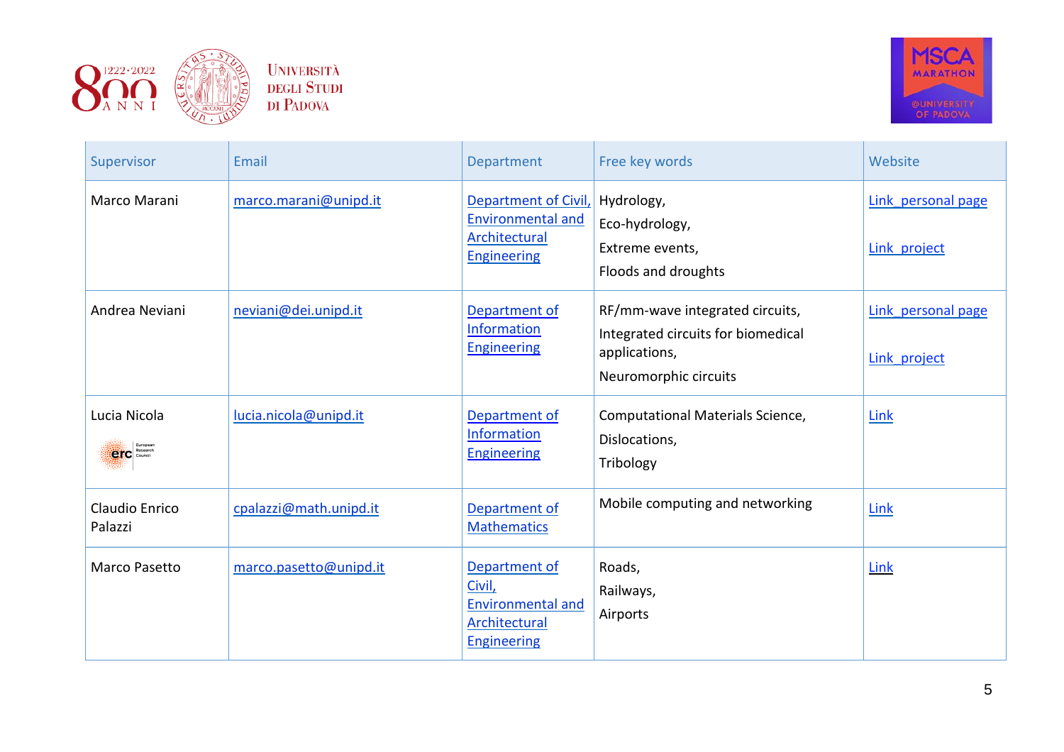| Supervisor | Email | Department | Free key words | Website |
|---|---|---|---|---|
| Marco Marani | marco.marani@unipd.it | Department of Civil, Environmental and Architectural Engineering | Hydrology,<br>Eco-hydrology,<br>Extreme events,<br>Floods and droughts | Link personal page<br><br>Link project |
| Andrea Neviani | neviani@dei.unipd.it | Department of Information Engineering | RF/mm-wave integrated circuits,<br>Integrated circuits for biomedical applications,<br>Neuromorphic circuits | Link personal page<br><br>Link project |
| Lucia Nicola<br>erc European Research Council | lucia.nicola@unipd.it | Department of Information Engineering | Computational Materials Science,<br>Dislocations,<br>Tribology | Link |
| Claudio Enrico Palazzi | cpalazzi@math.unipd.it | Department of Mathematics | Mobile computing and networking | Link |
| Marco Pasetto | marco.pasetto@unipd.it | Department of Civil, Environmental and Architectural Engineering | Roads,<br>Railways,<br>Airports | Link |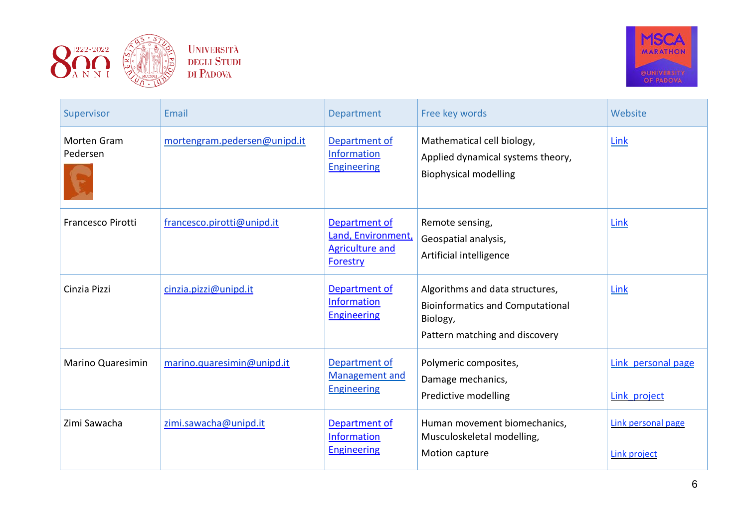| Supervisor | Email | Department | Free key words | Website |
| --- | --- | --- | --- | --- |
| Morten Gram Pedersen | mortengram.pedersen@unipd.it | Department of Information Engineering | Mathematical cell biology, Applied dynamical systems theory, Biophysical modelling | Link |
| Francesco Pirotti | francesco.pirotti@unipd.it | Department of Land, Environment, Agriculture and Forestry | Remote sensing, Geospatial analysis, Artificial intelligence | Link |
| Cinzia Pizzi | cinzia.pizzi@unipd.it | Department of Information Engineering | Algorithms and data structures, Bioinformatics and Computational Biology, Pattern matching and discovery | Link |
| Marino Quaresimin | marino.quaresimin@unipd.it | Department of Management and Engineering | Polymeric composites, Damage mechanics, Predictive modelling | Link personal page<br>Link project |
| Zimi Sawacha | zimi.sawacha@unipd.it | Department of Information Engineering | Human movement biomechanics, Musculoskeletal modelling, Motion capture | Link personal page<br>Link project |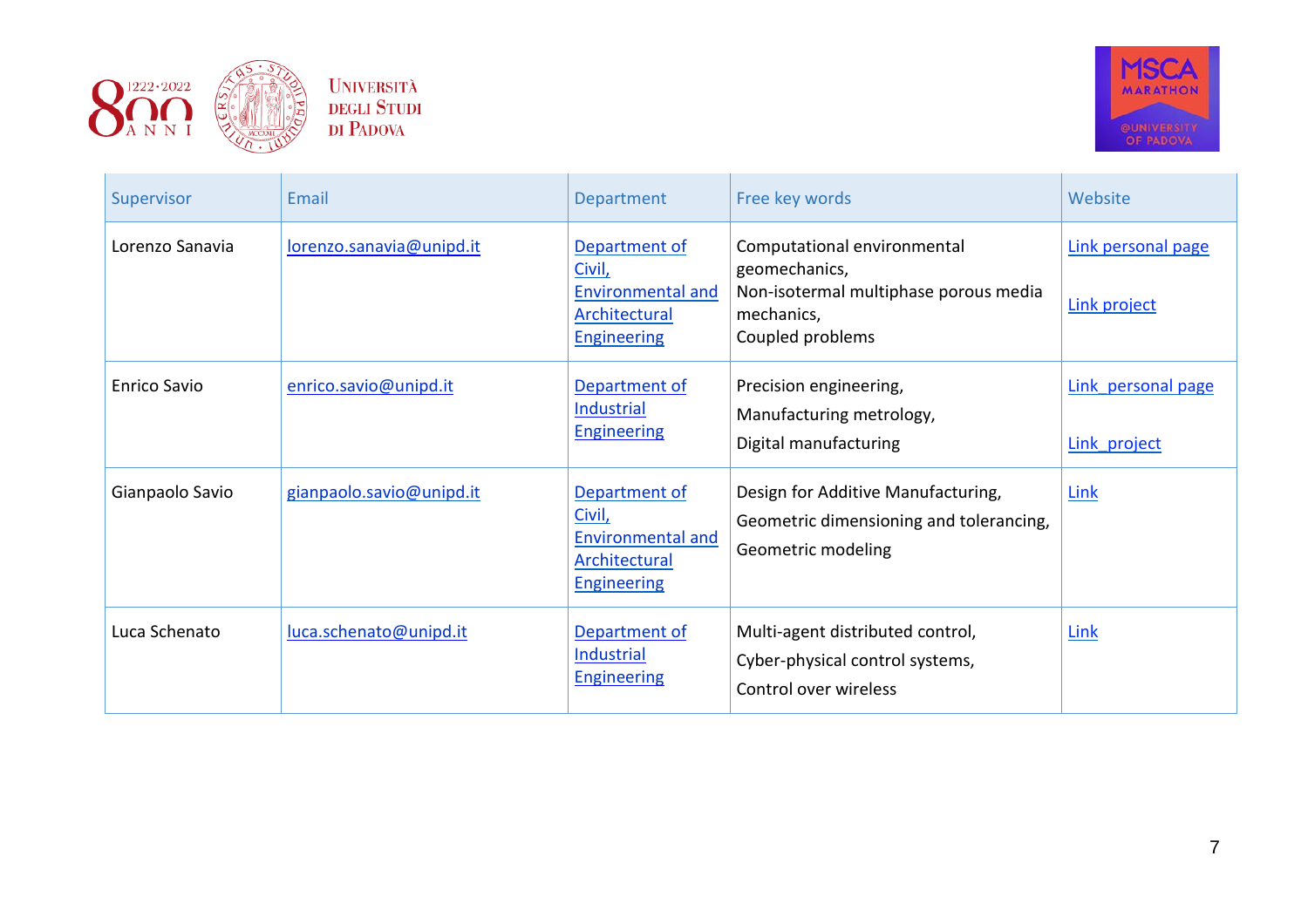| Supervisor | Email | Department | Free key words | Website |
|---|---|---|---|---|
| Lorenzo Sanavia | lorenzo.sanavia@unipd.it | Department of Civil, Environmental and Architectural Engineering | Computational environmental geomechanics, Non-isotermal multiphase porous media mechanics, Coupled problems | Link personal page<br><br>Link project |
| Enrico Savio | enrico.savio@unipd.it | Department of Industrial Engineering | Precision engineering, Manufacturing metrology, Digital manufacturing | Link_personal page<br><br>Link_project |
| Gianpaolo Savio | gianpaolo.savio@unipd.it | Department of Civil, Environmental and Architectural Engineering | Design for Additive Manufacturing, Geometric dimensioning and tolerancing, Geometric modeling | Link |
| Luca Schenato | luca.schenato@unipd.it | Department of Industrial Engineering | Multi-agent distributed control, Cyber-physical control systems, Control over wireless | Link |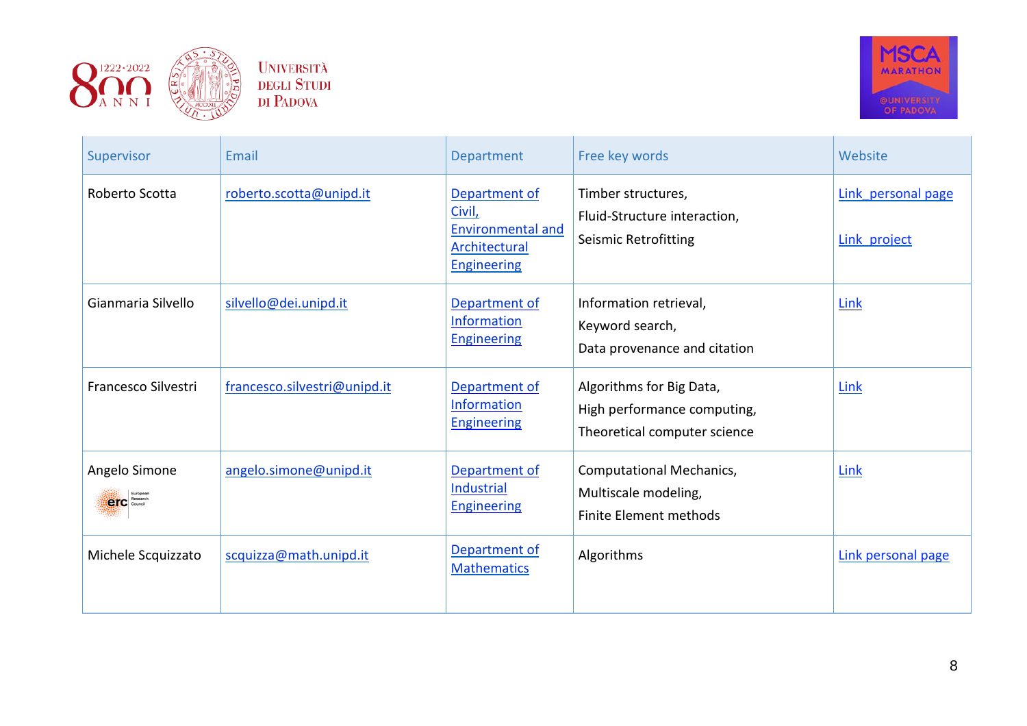| Supervisor | Email | Department | Free key words | Website |
|---|---|---|---|---|
| Roberto Scotta | roberto.scotta@unipd.it | Department of Civil, Environmental and Architectural Engineering | Timber structures, Fluid-Structure interaction, Seismic Retrofitting | Link personal page Link project |
| Gianmaria Silvello | silvello@dei.unipd.it | Department of Information Engineering | Information retrieval, Keyword search, Data provenance and citation | Link |
| Francesco Silvestri | francesco.silvestri@unipd.it | Department of Information Engineering | Algorithms for Big Data, High performance computing, Theoretical computer science | Link |
| Angelo Simone erc European Research Council | angelo.simone@unipd.it | Department of Industrial Engineering | Computational Mechanics, Multiscale modeling, Finite Element methods | Link |
| Michele Scquizzato | scquizza@math.unipd.it | Department of Mathematics | Algorithms | Link personal page |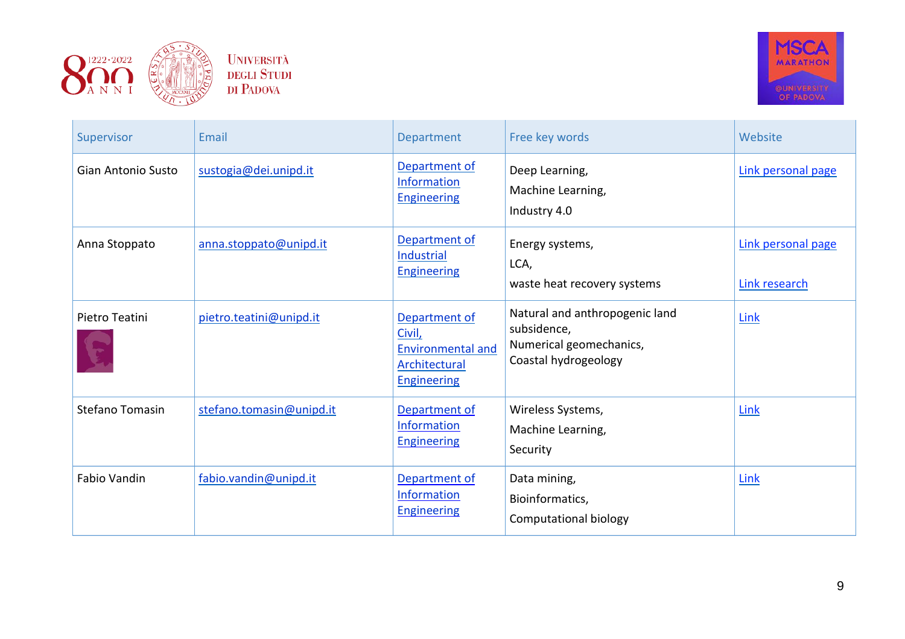| Supervisor | Email | Department | Free key words | Website |
|---|---|---|---|---|
| Gian Antonio Susto | sustogia@dei.unipd.it | Department of Information Engineering | Deep Learning,<br>Machine Learning,<br>Industry 4.0 | Link personal page |
| Anna Stoppato | anna.stoppato@unipd.it | Department of Industrial Engineering | Energy systems,<br>LCA,<br>waste heat recovery systems | Link personal page<br><br>Link research |
| Pietro Teatini | pietro.teatini@unipd.it | Department of Civil, Environmental and Architectural Engineering | Natural and anthropogenic land subsidence,<br>Numerical geomechanics,<br>Coastal hydrogeology | Link |
| Stefano Tomasin | stefano.tomasin@unipd.it | Department of Information Engineering | Wireless Systems,<br>Machine Learning,<br>Security | Link |
| Fabio Vandin | fabio.vandin@unipd.it | Department of Information Engineering | Data mining,<br>Bioinformatics,<br>Computational biology | Link |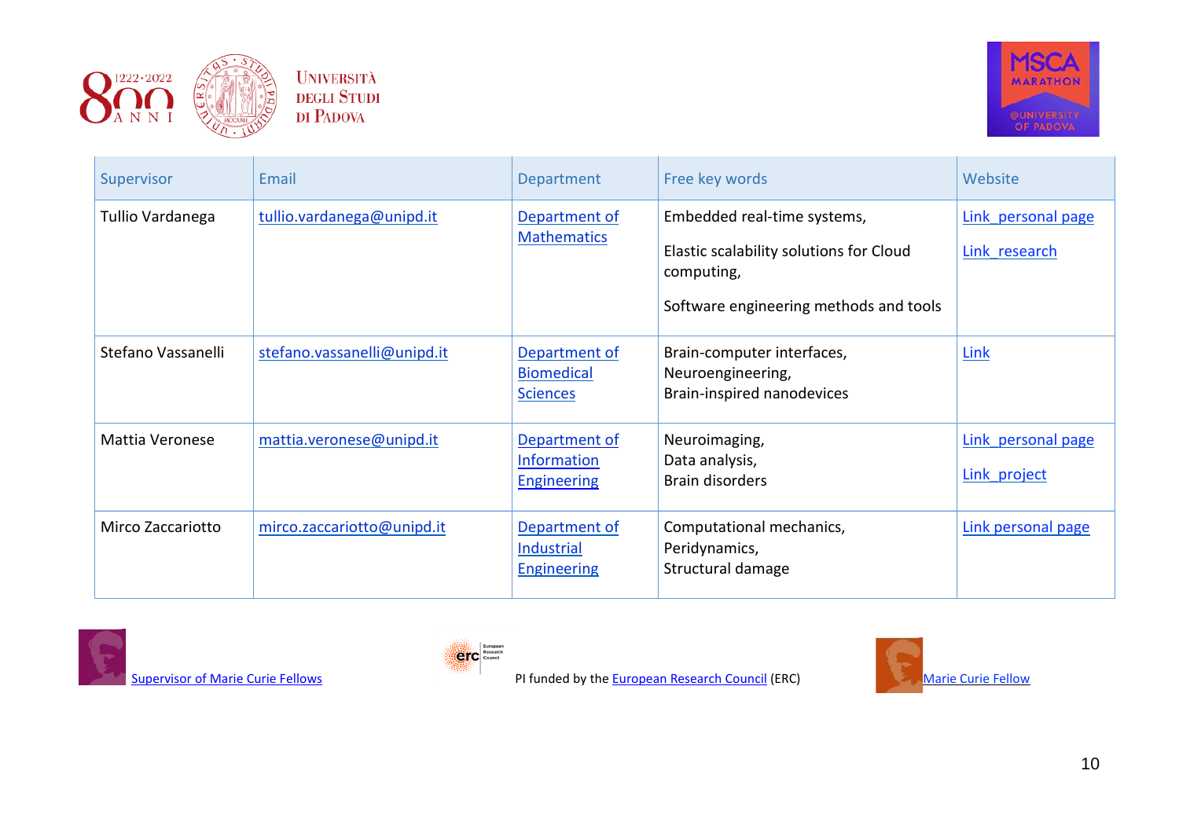| Supervisor | Email | Department | Free key words | Website |
|---|---|---|---|---|
| Tullio Vardanega | tullio.vardanega@unipd.it | Department of Mathematics | Embedded real-time systems, Elastic scalability solutions for Cloud computing, Software engineering methods and tools | Link_personal page Link_research |
| Stefano Vassanelli | stefano.vassanelli@unipd.it | Department of Biomedical Sciences | Brain-computer interfaces, Neuroengineering, Brain-inspired nanodevices | Link |
| Mattia Veronese | mattia.veronese@unipd.it | Department of Information Engineering | Neuroimaging, Data analysis, Brain disorders | Link_personal page Link_project |
| Mirco Zaccariotto | mirco.zaccariotto@unipd.it | Department of Industrial Engineering | Computational mechanics, Peridynamics, Structural damage | Link personal page |

Supervisor of Marie Curie Fellows

PI funded by the European Research Council (ERC)

Marie Curie Fellow